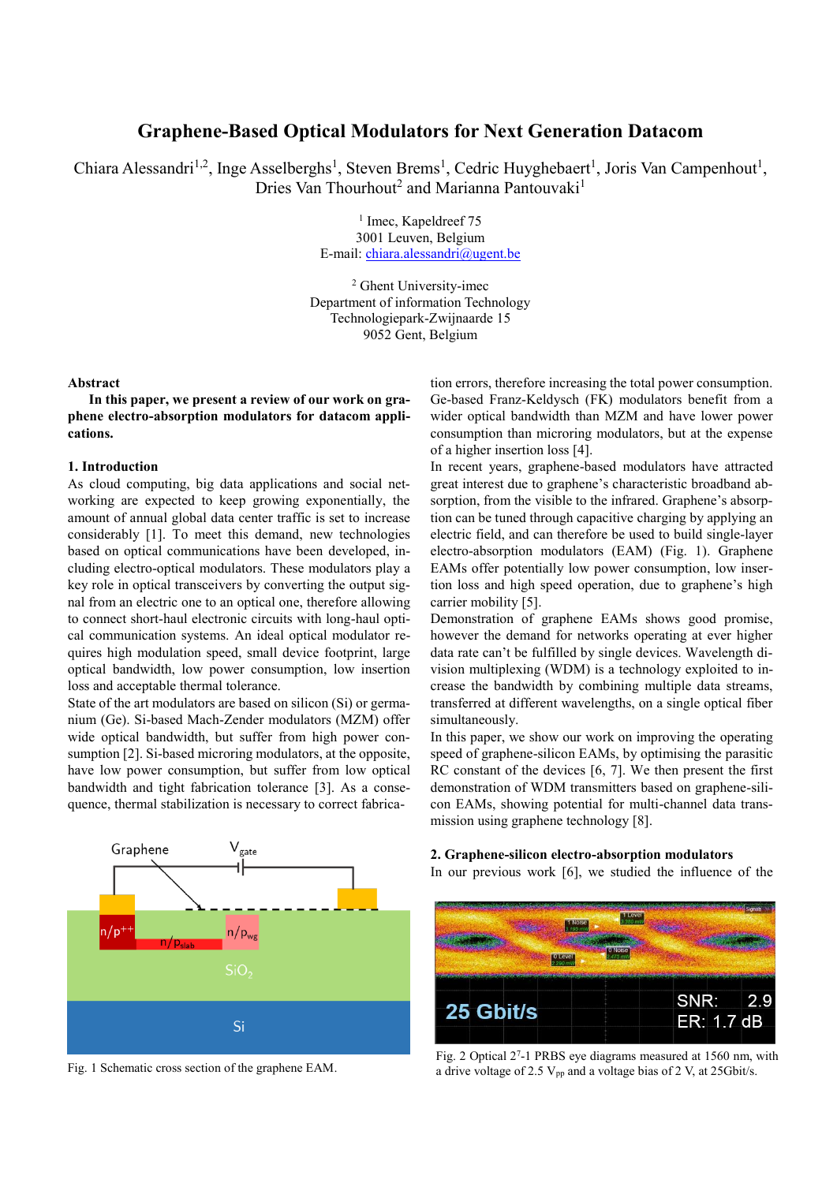# Graphene-Based Optical Modulators for Next Generation Datacom

Chiara Alessandri[1,2], Inge Asselberghs[1], Steven Brems[1], Cedric Huyghebaert[1], Joris Van Campenhout[1], Dries Van Thourhout[2] and Marianna Pantouvaki[1]

[1] Imec, Kapeldreef 75
3001 Leuven, Belgium
E-mail: chiara.alessandri@ugent.be

[2] Ghent University-imec
Department of information Technology
Technologiepark-Zwijnaarde 15
9052 Gent, Belgium

## Abstract

**In this paper, we present a review of our work on graphene electro-absorption modulators for datacom applications.**

## 1. Introduction

As cloud computing, big data applications and social networking are expected to keep growing exponentially, the amount of annual global data center traffic is set to increase considerably [1]. To meet this demand, new technologies based on optical communications have been developed, including electro-optical modulators. These modulators play a key role in optical transceivers by converting the output signal from an electric one to an optical one, therefore allowing to connect short-haul electronic circuits with long-haul optical communication systems. An ideal optical modulator requires high modulation speed, small device footprint, large optical bandwidth, low power consumption, low insertion loss and acceptable thermal tolerance.

State of the art modulators are based on silicon (Si) or germanium (Ge). Si-based Mach-Zender modulators (MZM) offer wide optical bandwidth, but suffer from high power consumption [2]. Si-based microring modulators, at the opposite, have low power consumption, but suffer from low optical bandwidth and tight fabrication tolerance [3]. As a consequence, thermal stabilization is necessary to correct fabrication errors, therefore increasing the total power consumption. Ge-based Franz-Keldysch (FK) modulators benefit from a wider optical bandwidth than MZM and have lower power consumption than microring modulators, but at the expense of a higher insertion loss [4].

In recent years, graphene-based modulators have attracted great interest due to graphene's characteristic broadband absorption, from the visible to the infrared. Graphene's absorption can be tuned through capacitive charging by applying an electric field, and can therefore be used to build single-layer electro-absorption modulators (EAM) (Fig. 1). Graphene EAMs offer potentially low power consumption, low insertion loss and high speed operation, due to graphene's high carrier mobility [5].

Demonstration of graphene EAMs shows good promise, however the demand for networks operating at ever higher data rate can't be fulfilled by single devices. Wavelength division multiplexing (WDM) is a technology exploited to increase the bandwidth by combining multiple data streams, transferred at different wavelengths, on a single optical fiber simultaneously.

In this paper, we show our work on improving the operating speed of graphene-silicon EAMs, by optimising the parasitic RC constant of the devices [6, 7]. We then present the first demonstration of WDM transmitters based on graphene-silicon EAMs, showing potential for multi-channel data transmission using graphene technology [8].

Fig. 1 Schematic cross section of the graphene EAM.

## 2. Graphene-silicon electro-absorption modulators

In our previous work [6], we studied the influence of the

Fig. 2 Optical $2^7$-1 PRBS eye diagrams measured at 1560 nm, with a drive voltage of 2.5 $V_{pp}$ and a voltage bias of 2 V, at 25Gbit/s.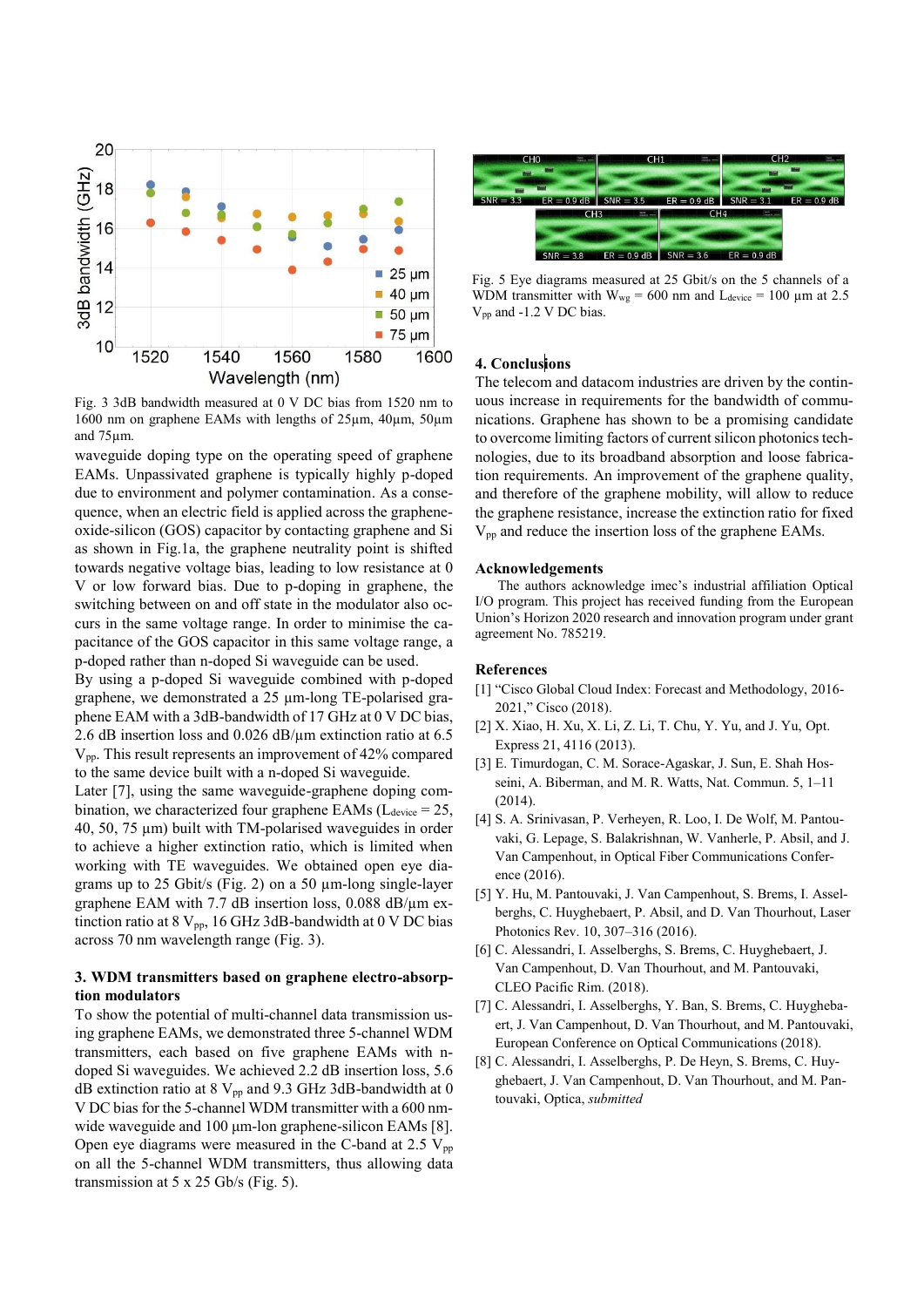20
18
16
14
12
10
3dB bandwidth (GHz)
1520
1540
1560
1580
1600
Wavelength (nm)
25 µm
40 µm
50 µm
75 µm

Fig. 3 3dB bandwidth measured at 0 V DC bias from 1520 nm to 1600 nm on graphene EAMs with lengths of 25µm, 40µm, 50µm and 75µm.

waveguide doping type on the operating speed of graphene EAMs. Unpassivated graphene is typically highly p-doped due to environment and polymer contamination. As a consequence, when an electric field is applied across the graphene-oxide-silicon (GOS) capacitor by contacting graphene and Si as shown in Fig.1a, the graphene neutrality point is shifted towards negative voltage bias, leading to low resistance at 0 V or low forward bias. Due to p-doping in graphene, the switching between on and off state in the modulator also occurs in the same voltage range. In order to minimise the capacitance of the GOS capacitor in this same voltage range, a p-doped rather than n-doped Si waveguide can be used.

By using a p-doped Si waveguide combined with p-doped graphene, we demonstrated a 25 µm-long TE-polarised graphene EAM with a 3dB-bandwidth of 17 GHz at 0 V DC bias, 2.6 dB insertion loss and 0.026 dB/µm extinction ratio at 6.5 $V_{pp}$. This result represents an improvement of 42% compared to the same device built with a n-doped Si waveguide.

Later [7], using the same waveguide-graphene doping combination, we characterized four graphene EAMs ($L_{device}$ = 25, 40, 50, 75 µm) built with TM-polarised waveguides in order to achieve a higher extinction ratio, which is limited when working with TE waveguides. We obtained open eye diagrams up to 25 Gbit/s (Fig. 2) on a 50 µm-long single-layer graphene EAM with 7.7 dB insertion loss, 0.088 dB/µm extinction ratio at 8 $V_{pp}$, 16 GHz 3dB-bandwidth at 0 V DC bias across 70 nm wavelength range (Fig. 3).

## 3. WDM transmitters based on graphene electro-absorption modulators

To show the potential of multi-channel data transmission using graphene EAMs, we demonstrated three 5-channel WDM transmitters, each based on five graphene EAMs with n-doped Si waveguides. We achieved 2.2 dB insertion loss, 5.6 dB extinction ratio at 8 $V_{pp}$ and 9.3 GHz 3dB-bandwidth at 0 V DC bias for the 5-channel WDM transmitter with a 600 nm-wide waveguide and 100 µm-lon graphene-silicon EAMs [8]. Open eye diagrams were measured in the C-band at 2.5 $V_{pp}$ on all the 5-channel WDM transmitters, thus allowing data transmission at 5 x 25 Gb/s (Fig. 5).

CH0
SNR = 3.3
ER = 0.9 dB
CH1
SNR = 3.5
ER = 0.9 dB
CH2
SNR = 3.1
ER = 0.9 dB
CH3
SNR = 3.8
ER = 0.9 dB
CH4
SNR = 3.6
ER = 0.9 dB

Fig. 5 Eye diagrams measured at 25 Gbit/s on the 5 channels of a WDM transmitter with $W_{wg}$ = 600 nm and $L_{device}$ = 100 µm at 2.5 $V_{pp}$ and -1.2 V DC bias.

## 4. Conclusions

The telecom and datacom industries are driven by the continuous increase in requirements for the bandwidth of communications. Graphene has shown to be a promising candidate to overcome limiting factors of current silicon photonics technologies, due to its broadband absorption and loose fabrication requirements. An improvement of the graphene quality, and therefore of the graphene mobility, will allow to reduce the graphene resistance, increase the extinction ratio for fixed $V_{pp}$ and reduce the insertion loss of the graphene EAMs.

### Acknowledgements

The authors acknowledge imec's industrial affiliation Optical I/O program. This project has received funding from the European Union's Horizon 2020 research and innovation program under grant agreement No. 785219.

### References

[1] "Cisco Global Cloud Index: Forecast and Methodology, 2016-2021," Cisco (2018).

[2] X. Xiao, H. Xu, X. Li, Z. Li, T. Chu, Y. Yu, and J. Yu, Opt. Express 21, 4116 (2013).

[3] E. Timurdogan, C. M. Sorace-Agaskar, J. Sun, E. Shah Hosseini, A. Biberman, and M. R. Watts, Nat. Commun. 5, 1–11 (2014).

[4] S. A. Srinivasan, P. Verheyen, R. Loo, I. De Wolf, M. Pantouvaki, G. Lepage, S. Balakrishnan, W. Vanherle, P. Absil, and J. Van Campenhout, in Optical Fiber Communications Conference (2016).

[5] Y. Hu, M. Pantouvaki, J. Van Campenhout, S. Brems, I. Asselberghs, C. Huyghebaert, P. Absil, and D. Van Thourhout, Laser Photonics Rev. 10, 307–316 (2016).

[6] C. Alessandri, I. Asselberghs, S. Brems, C. Huyghebaert, J. Van Campenhout, D. Van Thourhout, and M. Pantouvaki, CLEO Pacific Rim. (2018).

[7] C. Alessandri, I. Asselberghs, Y. Ban, S. Brems, C. Huyghebaert, J. Van Campenhout, D. Van Thourhout, and M. Pantouvaki, European Conference on Optical Communications (2018).

[8] C. Alessandri, I. Asselberghs, P. De Heyn, S. Brems, C. Huyghebaert, J. Van Campenhout, D. Van Thourhout, and M. Pantouvaki, Optica, *submitted*